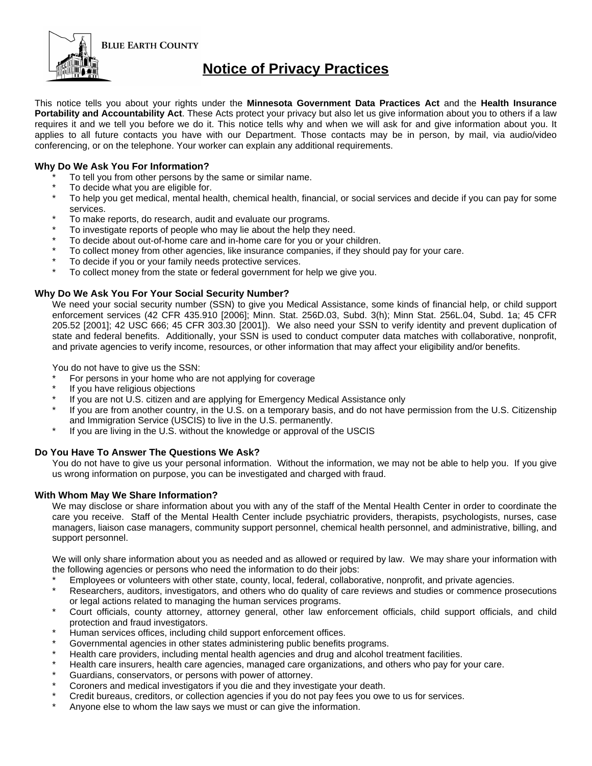BLUE EARTH COUNTY

# Notice of Privacy Practices

This notice tells you about your rights under the **Minnesota Government Data Practices Act** and the **Health Insurance Portability and Accountability Act**. These Acts protect your privacy but also let us give information about you to others if a law requires it and we tell you before we do it. This notice tells why and when we will ask for and give information about you. It applies to all future contacts you have with our Department. Those contacts may be in person, by mail, via audio/video conferencing, or on the telephone. Your worker can explain any additional requirements.

### Why Do We Ask You For Information?

- To tell you from other persons by the same or similar name.
- To decide what you are eligible for.
- To help you get medical, mental health, chemical health, financial, or social services and decide if you can pay for some services.
- To make reports, do research, audit and evaluate our programs.
- To investigate reports of people who may lie about the help they need.
- To decide about out-of-home care and in-home care for you or your children.
- To collect money from other agencies, like insurance companies, if they should pay for your care.
- To decide if you or your family needs protective services.
- To collect money from the state or federal government for help we give you.

### Why Do We Ask You For Your Social Security Number?

We need your social security number (SSN) to give you Medical Assistance, some kinds of financial help, or child support enforcement services (42 CFR 435.910 [2006]; Minn. Stat. 256D.03, Subd. 3(h); Minn Stat. 256L.04, Subd. 1a; 45 CFR 205.52 [2001]; 42 USC 666; 45 CFR 303.30 [2001]). We also need your SSN to verify identity and prevent duplication of state and federal benefits. Additionally, your SSN is used to conduct computer data matches with collaborative, nonprofit, and private agencies to verify income, resources, or other information that may affect your eligibility and/or benefits.

You do not have to give us the SSN:

- For persons in your home who are not applying for coverage
- If you have religious objections
- If you are not U.S. citizen and are applying for Emergency Medical Assistance only
- If you are from another country, in the U.S. on a temporary basis, and do not have permission from the U.S. Citizenship and Immigration Service (USCIS) to live in the U.S. permanently.
- If you are living in the U.S. without the knowledge or approval of the USCIS

### Do You Have To Answer The Questions We Ask?

You do not have to give us your personal information. Without the information, we may not be able to help you. If you give us wrong information on purpose, you can be investigated and charged with fraud.

### With Whom May We Share Information?

We may disclose or share information about you with any of the staff of the Mental Health Center in order to coordinate the care you receive. Staff of the Mental Health Center include psychiatric providers, therapists, psychologists, nurses, case managers, liaison case managers, community support personnel, chemical health personnel, and administrative, billing, and support personnel.

We will only share information about you as needed and as allowed or required by law. We may share your information with the following agencies or persons who need the information to do their jobs:

- Employees or volunteers with other state, county, local, federal, collaborative, nonprofit, and private agencies.
- Researchers, auditors, investigators, and others who do quality of care reviews and studies or commence prosecutions or legal actions related to managing the human services programs.
- Court officials, county attorney, attorney general, other law enforcement officials, child support officials, and child protection and fraud investigators.
- Human services offices, including child support enforcement offices.
- Governmental agencies in other states administering public benefits programs.
- Health care providers, including mental health agencies and drug and alcohol treatment facilities.
- Health care insurers, health care agencies, managed care organizations, and others who pay for your care.
- Guardians, conservators, or persons with power of attorney.
- Coroners and medical investigators if you die and they investigate your death.
- Credit bureaus, creditors, or collection agencies if you do not pay fees you owe to us for services.
- Anyone else to whom the law says we must or can give the information.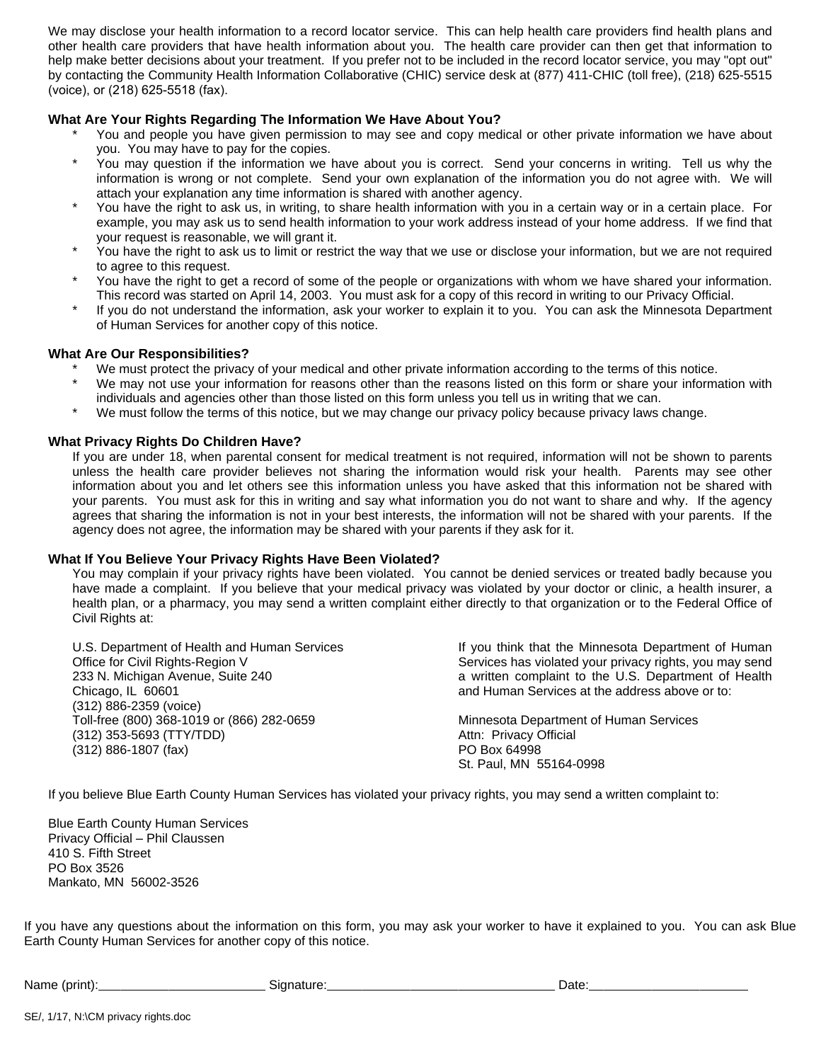We may disclose your health information to a record locator service. This can help health care providers find health plans and other health care providers that have health information about you. The health care provider can then get that information to help make better decisions about your treatment. If you prefer not to be included in the record locator service, you may "opt out" by contacting the Community Health Information Collaborative (CHIC) service desk at (877) 411-CHIC (toll free), (218) 625-5515 (voice), or (218) 625-5518 (fax).

**What Are Your Rights Regarding The Information We Have About You?**

- You and people you have given permission to may see and copy medical or other private information we have about you. You may have to pay for the copies.
- You may question if the information we have about you is correct. Send your concerns in writing. Tell us why the information is wrong or not complete. Send your own explanation of the information you do not agree with. We will attach your explanation any time information is shared with another agency.
- You have the right to ask us, in writing, to share health information with you in a certain way or in a certain place. For example, you may ask us to send health information to your work address instead of your home address. If we find that your request is reasonable, we will grant it.
- You have the right to ask us to limit or restrict the way that we use or disclose your information, but we are not required to agree to this request.
- You have the right to get a record of some of the people or organizations with whom we have shared your information. This record was started on April 14, 2003. You must ask for a copy of this record in writing to our Privacy Official.
- If you do not understand the information, ask your worker to explain it to you. You can ask the Minnesota Department of Human Services for another copy of this notice.

**What Are Our Responsibilities?**

- We must protect the privacy of your medical and other private information according to the terms of this notice.
- We may not use your information for reasons other than the reasons listed on this form or share your information with individuals and agencies other than those listed on this form unless you tell us in writing that we can.
- We must follow the terms of this notice, but we may change our privacy policy because privacy laws change.

**What Privacy Rights Do Children Have?**

If you are under 18, when parental consent for medical treatment is not required, information will not be shown to parents unless the health care provider believes not sharing the information would risk your health. Parents may see other information about you and let others see this information unless you have asked that this information not be shared with your parents. You must ask for this in writing and say what information you do not want to share and why. If the agency agrees that sharing the information is not in your best interests, the information will not be shared with your parents. If the agency does not agree, the information may be shared with your parents if they ask for it.

**What If You Believe Your Privacy Rights Have Been Violated?**

You may complain if your privacy rights have been violated. You cannot be denied services or treated badly because you have made a complaint. If you believe that your medical privacy was violated by your doctor or clinic, a health insurer, a health plan, or a pharmacy, you may send a written complaint either directly to that organization or to the Federal Office of Civil Rights at:

U.S. Department of Health and Human Services
Office for Civil Rights-Region V
233 N. Michigan Avenue, Suite 240
Chicago, IL 60601
(312) 886-2359 (voice)
Toll-free (800) 368-1019 or (866) 282-0659
(312) 353-5693 (TTY/TDD)
(312) 886-1807 (fax)

If you think that the Minnesota Department of Human Services has violated your privacy rights, you may send a written complaint to the U.S. Department of Health and Human Services at the address above or to:

Minnesota Department of Human Services
Attn: Privacy Official
PO Box 64998
St. Paul, MN 55164-0998

If you believe Blue Earth County Human Services has violated your privacy rights, you may send a written complaint to:

Blue Earth County Human Services
Privacy Official – Phil Claussen
410 S. Fifth Street
PO Box 3526
Mankato, MN 56002-3526

If you have any questions about the information on this form, you may ask your worker to have it explained to you. You can ask Blue Earth County Human Services for another copy of this notice.

Name (print):_______________________ Signature:_______________________________ Date:______________________

SE/, 1/17, N:\CM privacy rights.doc